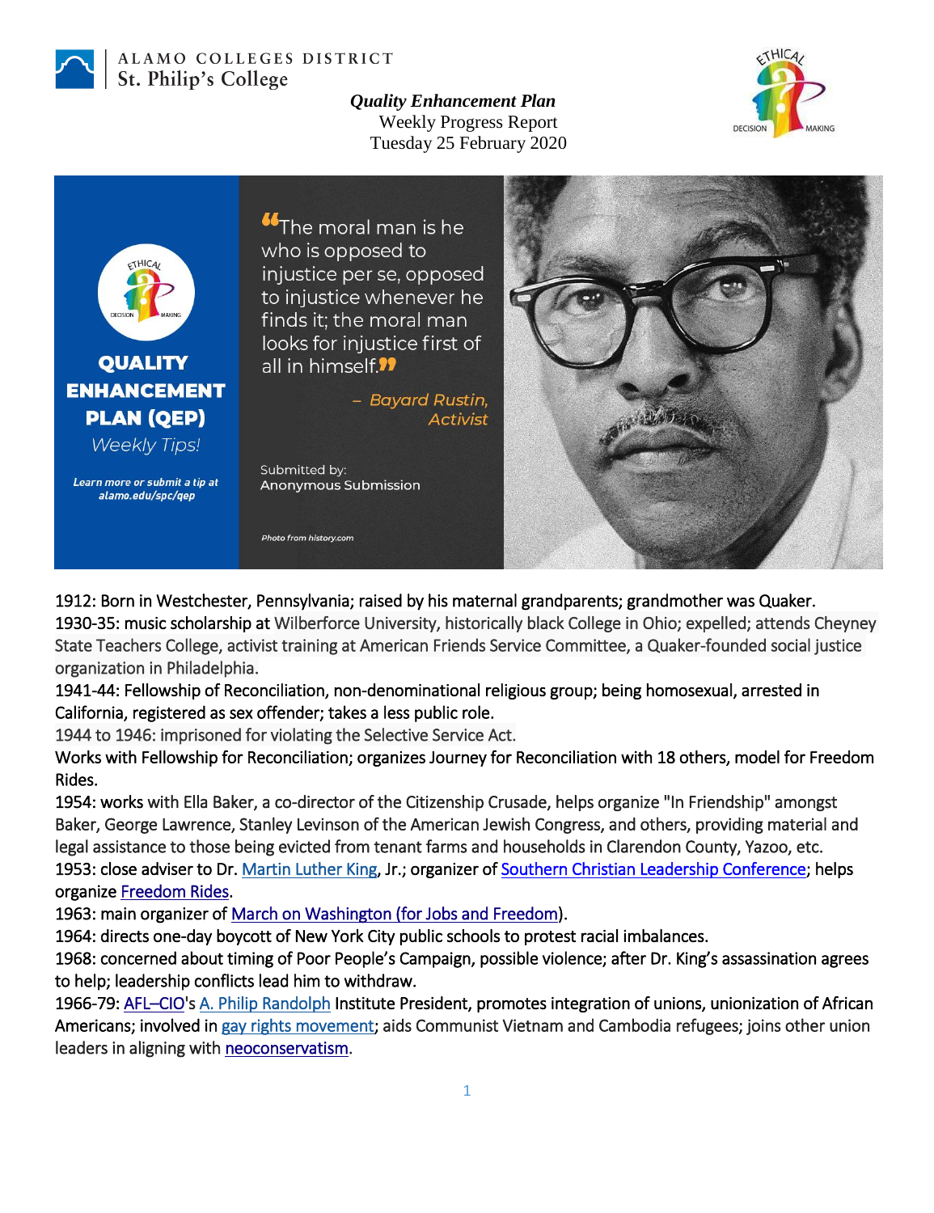ALAMO COLLEGES DISTRICT
St. Philip's College

***Quality Enhancement Plan***
Weekly Progress Report
Tuesday 25 February 2020

**QUALITY ENHANCEMENT PLAN (QEP)**
*Weekly Tips!*

***Learn more or submit a tip at alamo.edu/spc/qep***

"The moral man is he who is opposed to injustice per se, opposed to injustice whenever he finds it; the moral man looks for injustice first of all in himself."

*– Bayard Rustin, Activist*

Submitted by:
Anonymous Submission

*Photo from history.com*

1912: Born in Westchester, Pennsylvania; raised by his maternal grandparents; grandmother was Quaker.
1930-35: music scholarship at Wilberforce University, historically black College in Ohio; expelled; attends Cheyney State Teachers College, activist training at American Friends Service Committee, a Quaker-founded social justice organization in Philadelphia.
1941-44: Fellowship of Reconciliation, non-denominational religious group; being homosexual, arrested in California, registered as sex offender; takes a less public role.
1944 to 1946: imprisoned for violating the Selective Service Act.
Works with Fellowship for Reconciliation; organizes Journey for Reconciliation with 18 others, model for Freedom Rides.
1954: works with Ella Baker, a co-director of the Citizenship Crusade, helps organize "In Friendship" amongst Baker, George Lawrence, Stanley Levinson of the American Jewish Congress, and others, providing material and legal assistance to those being evicted from tenant farms and households in Clarendon County, Yazoo, etc.
1953: close adviser to Dr. Martin Luther King, Jr.; organizer of Southern Christian Leadership Conference; helps organize Freedom Rides.
1963: main organizer of March on Washington (for Jobs and Freedom).
1964: directs one-day boycott of New York City public schools to protest racial imbalances.
1968: concerned about timing of Poor People's Campaign, possible violence; after Dr. King's assassination agrees to help; leadership conflicts lead him to withdraw.
1966-79: AFL–CIO's A. Philip Randolph Institute President, promotes integration of unions, unionization of African Americans; involved in gay rights movement; aids Communist Vietnam and Cambodia refugees; joins other union leaders in aligning with neoconservatism.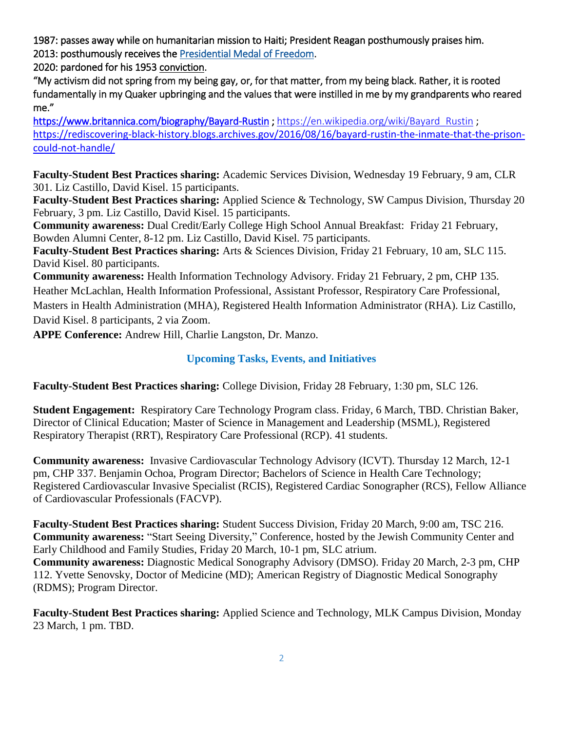1987: passes away while on humanitarian mission to Haiti; President Reagan posthumously praises him.
2013: posthumously receives the Presidential Medal of Freedom.
2020: pardoned for his 1953 conviction.
"My activism did not spring from my being gay, or, for that matter, from my being black. Rather, it is rooted fundamentally in my Quaker upbringing and the values that were instilled in me by my grandparents who reared me."
https://www.britannica.com/biography/Bayard-Rustin ; https://en.wikipedia.org/wiki/Bayard_Rustin ; https://rediscovering-black-history.blogs.archives.gov/2016/08/16/bayard-rustin-the-inmate-that-the-prison-could-not-handle/

**Faculty-Student Best Practices sharing:** Academic Services Division, Wednesday 19 February, 9 am, CLR 301. Liz Castillo, David Kisel. 15 participants.
**Faculty-Student Best Practices sharing:** Applied Science & Technology, SW Campus Division, Thursday 20 February, 3 pm. Liz Castillo, David Kisel. 15 participants.
**Community awareness:** Dual Credit/Early College High School Annual Breakfast: Friday 21 February, Bowden Alumni Center, 8-12 pm. Liz Castillo, David Kisel. 75 participants.
**Faculty-Student Best Practices sharing:** Arts & Sciences Division, Friday 21 February, 10 am, SLC 115. David Kisel. 80 participants.
**Community awareness:** Health Information Technology Advisory. Friday 21 February, 2 pm, CHP 135. Heather McLachlan, Health Information Professional, Assistant Professor, Respiratory Care Professional, Masters in Health Administration (MHA), Registered Health Information Administrator (RHA). Liz Castillo, David Kisel. 8 participants, 2 via Zoom.
**APPE Conference:** Andrew Hill, Charlie Langston, Dr. Manzo.

## Upcoming Tasks, Events, and Initiatives

**Faculty-Student Best Practices sharing:** College Division, Friday 28 February, 1:30 pm, SLC 126.

**Student Engagement:** Respiratory Care Technology Program class. Friday, 6 March, TBD. Christian Baker, Director of Clinical Education; Master of Science in Management and Leadership (MSML), Registered Respiratory Therapist (RRT), Respiratory Care Professional (RCP). 41 students.

**Community awareness:** Invasive Cardiovascular Technology Advisory (ICVT). Thursday 12 March, 12-1 pm, CHP 337. Benjamin Ochoa, Program Director; Bachelors of Science in Health Care Technology; Registered Cardiovascular Invasive Specialist (RCIS), Registered Cardiac Sonographer (RCS), Fellow Alliance of Cardiovascular Professionals (FACVP).

**Faculty-Student Best Practices sharing:** Student Success Division, Friday 20 March, 9:00 am, TSC 216.
**Community awareness:** "Start Seeing Diversity," Conference, hosted by the Jewish Community Center and Early Childhood and Family Studies, Friday 20 March, 10-1 pm, SLC atrium.
**Community awareness:** Diagnostic Medical Sonography Advisory (DMSO). Friday 20 March, 2-3 pm, CHP 112. Yvette Senovsky, Doctor of Medicine (MD); American Registry of Diagnostic Medical Sonography (RDMS); Program Director.

**Faculty-Student Best Practices sharing:** Applied Science and Technology, MLK Campus Division, Monday 23 March, 1 pm. TBD.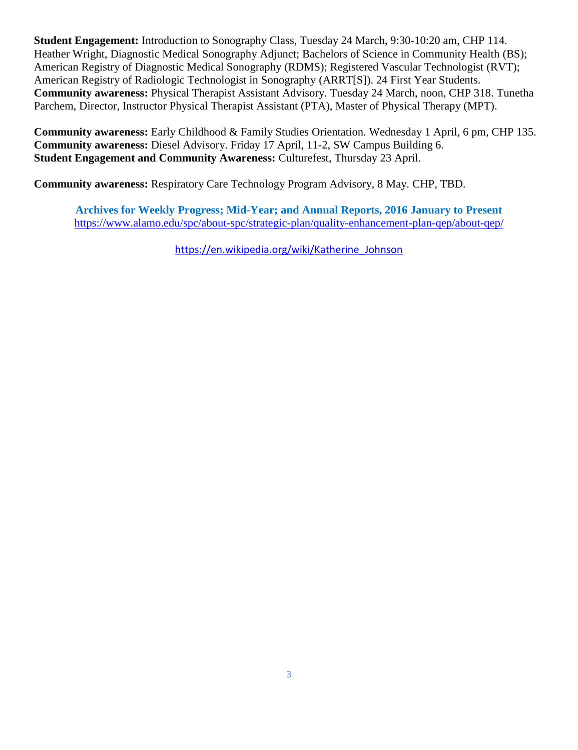**Student Engagement:** Introduction to Sonography Class, Tuesday 24 March, 9:30-10:20 am, CHP 114. Heather Wright, Diagnostic Medical Sonography Adjunct; Bachelors of Science in Community Health (BS); American Registry of Diagnostic Medical Sonography (RDMS); Registered Vascular Technologist (RVT); American Registry of Radiologic Technologist in Sonography (ARRT[S]). 24 First Year Students.
**Community awareness:** Physical Therapist Assistant Advisory. Tuesday 24 March, noon, CHP 318. Tunetha Parchem, Director, Instructor Physical Therapist Assistant (PTA), Master of Physical Therapy (MPT).

**Community awareness:** Early Childhood & Family Studies Orientation. Wednesday 1 April, 6 pm, CHP 135.
**Community awareness:** Diesel Advisory. Friday 17 April, 11-2, SW Campus Building 6.
**Student Engagement and Community Awareness:** Culturefest, Thursday 23 April.

**Community awareness:** Respiratory Care Technology Program Advisory, 8 May. CHP, TBD.

**Archives for Weekly Progress; Mid-Year; and Annual Reports, 2016 January to Present**
https://www.alamo.edu/spc/about-spc/strategic-plan/quality-enhancement-plan-qep/about-qep/

https://en.wikipedia.org/wiki/Katherine_Johnson